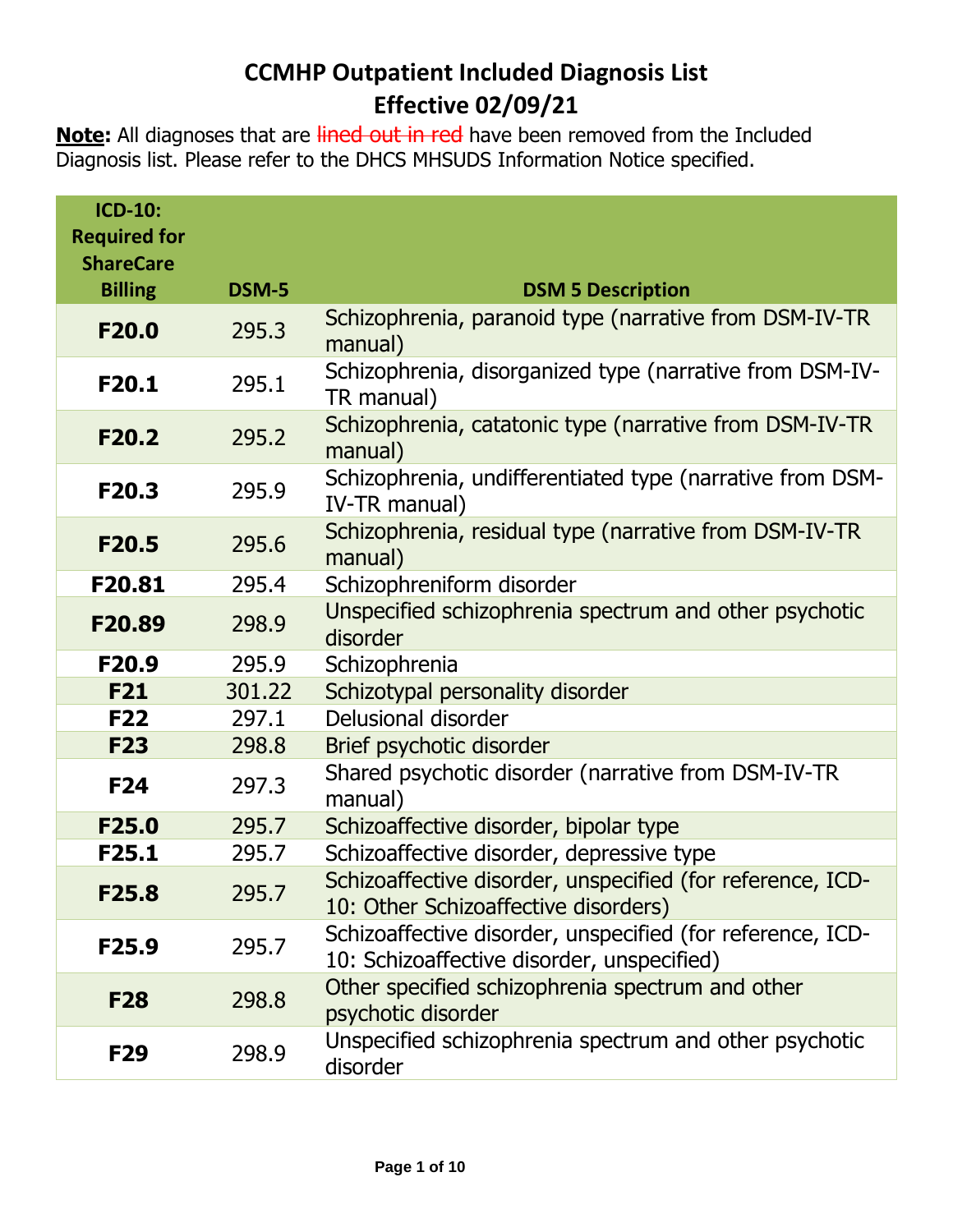# CCMHP Outpatient Included Diagnosis List
## Effective 02/09/21

**Note:** All diagnoses that are ~~lined out in red~~ have been removed from the Included Diagnosis list. Please refer to the DHCS MHSUDS Information Notice specified.

| ICD-10: Required for ShareCare Billing | DSM-5 | DSM 5 Description |
|---|---|---|
| **F20.0** | 295.3 | Schizophrenia, paranoid type (narrative from DSM-IV-TR manual) |
| **F20.1** | 295.1 | Schizophrenia, disorganized type (narrative from DSM-IV-TR manual) |
| **F20.2** | 295.2 | Schizophrenia, catatonic type (narrative from DSM-IV-TR manual) |
| **F20.3** | 295.9 | Schizophrenia, undifferentiated type (narrative from DSM-IV-TR manual) |
| **F20.5** | 295.6 | Schizophrenia, residual type (narrative from DSM-IV-TR manual) |
| **F20.81** | 295.4 | Schizophreniform disorder |
| **F20.89** | 298.9 | Unspecified schizophrenia spectrum and other psychotic disorder |
| **F20.9** | 295.9 | Schizophrenia |
| **F21** | 301.22 | Schizotypal personality disorder |
| **F22** | 297.1 | Delusional disorder |
| **F23** | 298.8 | Brief psychotic disorder |
| **F24** | 297.3 | Shared psychotic disorder (narrative from DSM-IV-TR manual) |
| **F25.0** | 295.7 | Schizoaffective disorder, bipolar type |
| **F25.1** | 295.7 | Schizoaffective disorder, depressive type |
| **F25.8** | 295.7 | Schizoaffective disorder, unspecified (for reference, ICD-10: Other Schizoaffective disorders) |
| **F25.9** | 295.7 | Schizoaffective disorder, unspecified (for reference, ICD-10: Schizoaffective disorder, unspecified) |
| **F28** | 298.8 | Other specified schizophrenia spectrum and other psychotic disorder |
| **F29** | 298.9 | Unspecified schizophrenia spectrum and other psychotic disorder |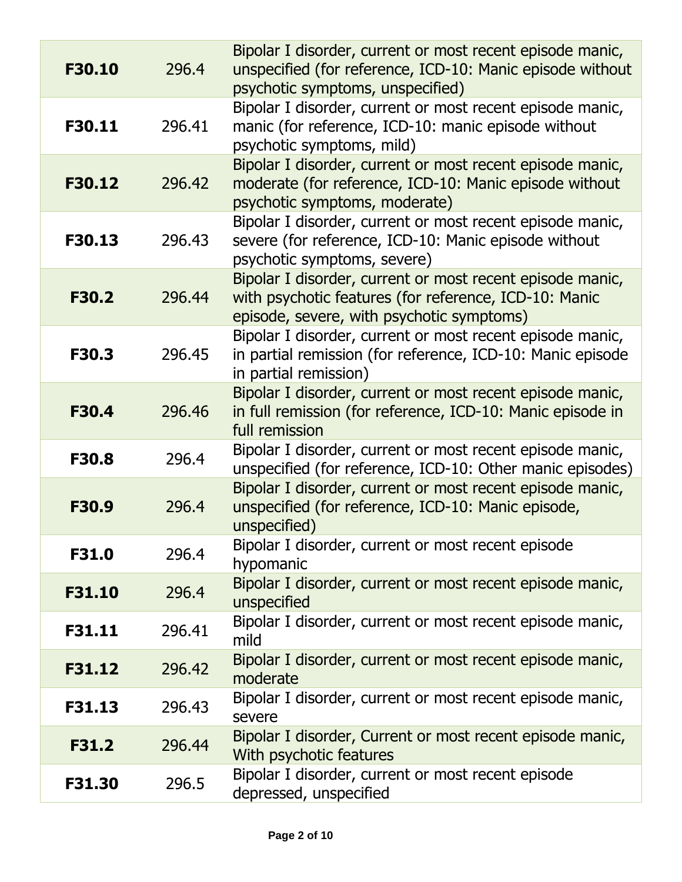| **F30.10** | 296.4 | Bipolar I disorder, current or most recent episode manic, unspecified (for reference, ICD-10: Manic episode without psychotic symptoms, unspecified) |
|---|---|---|
| **F30.11** | 296.41 | Bipolar I disorder, current or most recent episode manic, manic (for reference, ICD-10: manic episode without psychotic symptoms, mild) |
| **F30.12** | 296.42 | Bipolar I disorder, current or most recent episode manic, moderate (for reference, ICD-10: Manic episode without psychotic symptoms, moderate) |
| **F30.13** | 296.43 | Bipolar I disorder, current or most recent episode manic, severe (for reference, ICD-10: Manic episode without psychotic symptoms, severe) |
| **F30.2** | 296.44 | Bipolar I disorder, current or most recent episode manic, with psychotic features (for reference, ICD-10: Manic episode, severe, with psychotic symptoms) |
| **F30.3** | 296.45 | Bipolar I disorder, current or most recent episode manic, in partial remission (for reference, ICD-10: Manic episode in partial remission) |
| **F30.4** | 296.46 | Bipolar I disorder, current or most recent episode manic, in full remission (for reference, ICD-10: Manic episode in full remission |
| **F30.8** | 296.4 | Bipolar I disorder, current or most recent episode manic, unspecified (for reference, ICD-10: Other manic episodes) |
| **F30.9** | 296.4 | Bipolar I disorder, current or most recent episode manic, unspecified (for reference, ICD-10: Manic episode, unspecified) |
| **F31.0** | 296.4 | Bipolar I disorder, current or most recent episode hypomanic |
| **F31.10** | 296.4 | Bipolar I disorder, current or most recent episode manic, unspecified |
| **F31.11** | 296.41 | Bipolar I disorder, current or most recent episode manic, mild |
| **F31.12** | 296.42 | Bipolar I disorder, current or most recent episode manic, moderate |
| **F31.13** | 296.43 | Bipolar I disorder, current or most recent episode manic, severe |
| **F31.2** | 296.44 | Bipolar I disorder, Current or most recent episode manic, With psychotic features |
| **F31.30** | 296.5 | Bipolar I disorder, current or most recent episode depressed, unspecified |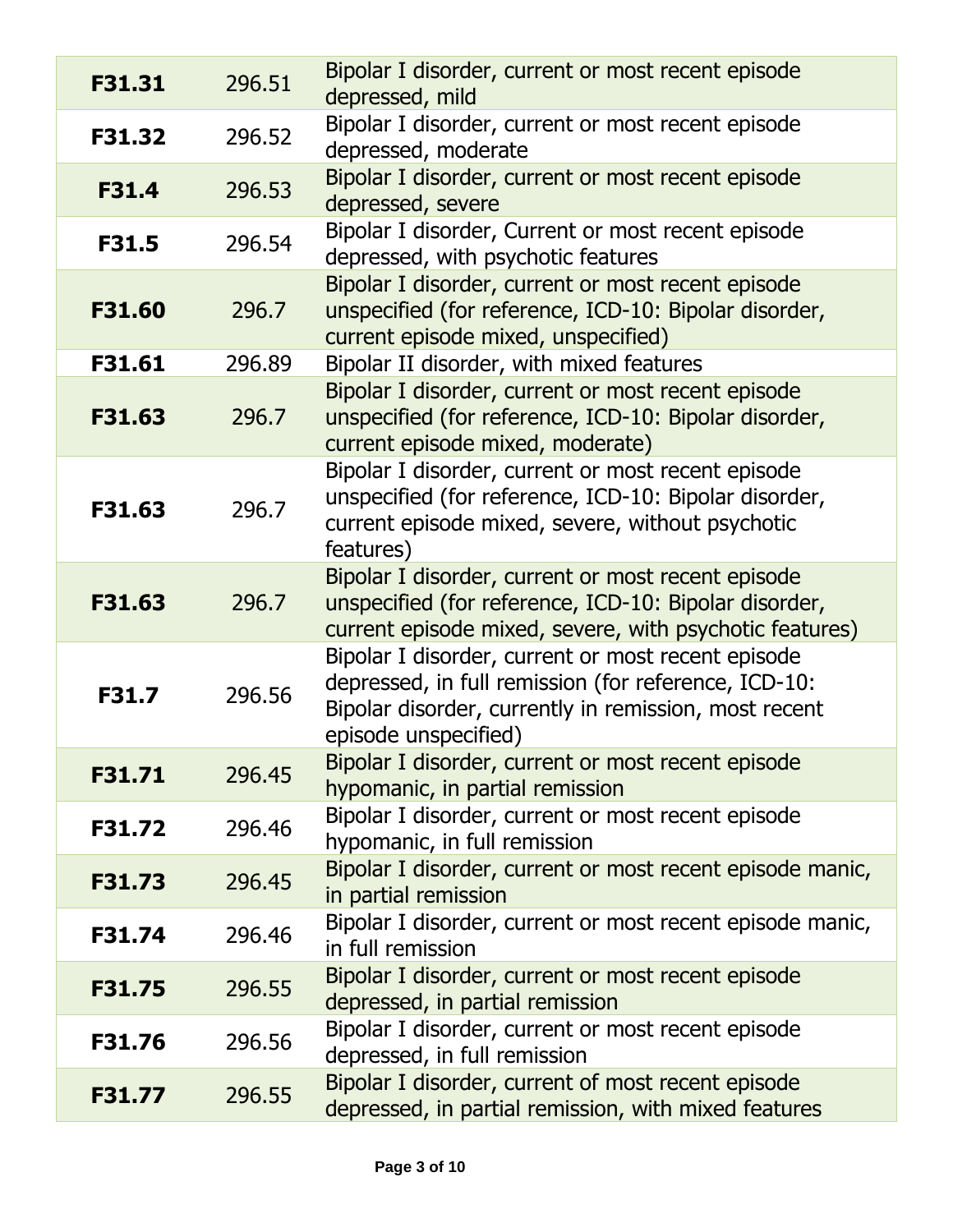| **F31.31** | 296.51 | Bipolar I disorder, current or most recent episode depressed, mild |
|---|---|---|
| **F31.32** | 296.52 | Bipolar I disorder, current or most recent episode depressed, moderate |
| **F31.4** | 296.53 | Bipolar I disorder, current or most recent episode depressed, severe |
| **F31.5** | 296.54 | Bipolar I disorder, Current or most recent episode depressed, with psychotic features |
| **F31.60** | 296.7 | Bipolar I disorder, current or most recent episode unspecified (for reference, ICD-10: Bipolar disorder, current episode mixed, unspecified) |
| **F31.61** | 296.89 | Bipolar II disorder, with mixed features |
| **F31.63** | 296.7 | Bipolar I disorder, current or most recent episode unspecified (for reference, ICD-10: Bipolar disorder, current episode mixed, moderate) |
| **F31.63** | 296.7 | Bipolar I disorder, current or most recent episode unspecified (for reference, ICD-10: Bipolar disorder, current episode mixed, severe, without psychotic features) |
| **F31.63** | 296.7 | Bipolar I disorder, current or most recent episode unspecified (for reference, ICD-10: Bipolar disorder, current episode mixed, severe, with psychotic features) |
| **F31.7** | 296.56 | Bipolar I disorder, current or most recent episode depressed, in full remission (for reference, ICD-10: Bipolar disorder, currently in remission, most recent episode unspecified) |
| **F31.71** | 296.45 | Bipolar I disorder, current or most recent episode hypomanic, in partial remission |
| **F31.72** | 296.46 | Bipolar I disorder, current or most recent episode hypomanic, in full remission |
| **F31.73** | 296.45 | Bipolar I disorder, current or most recent episode manic, in partial remission |
| **F31.74** | 296.46 | Bipolar I disorder, current or most recent episode manic, in full remission |
| **F31.75** | 296.55 | Bipolar I disorder, current or most recent episode depressed, in partial remission |
| **F31.76** | 296.56 | Bipolar I disorder, current or most recent episode depressed, in full remission |
| **F31.77** | 296.55 | Bipolar I disorder, current of most recent episode depressed, in partial remission, with mixed features |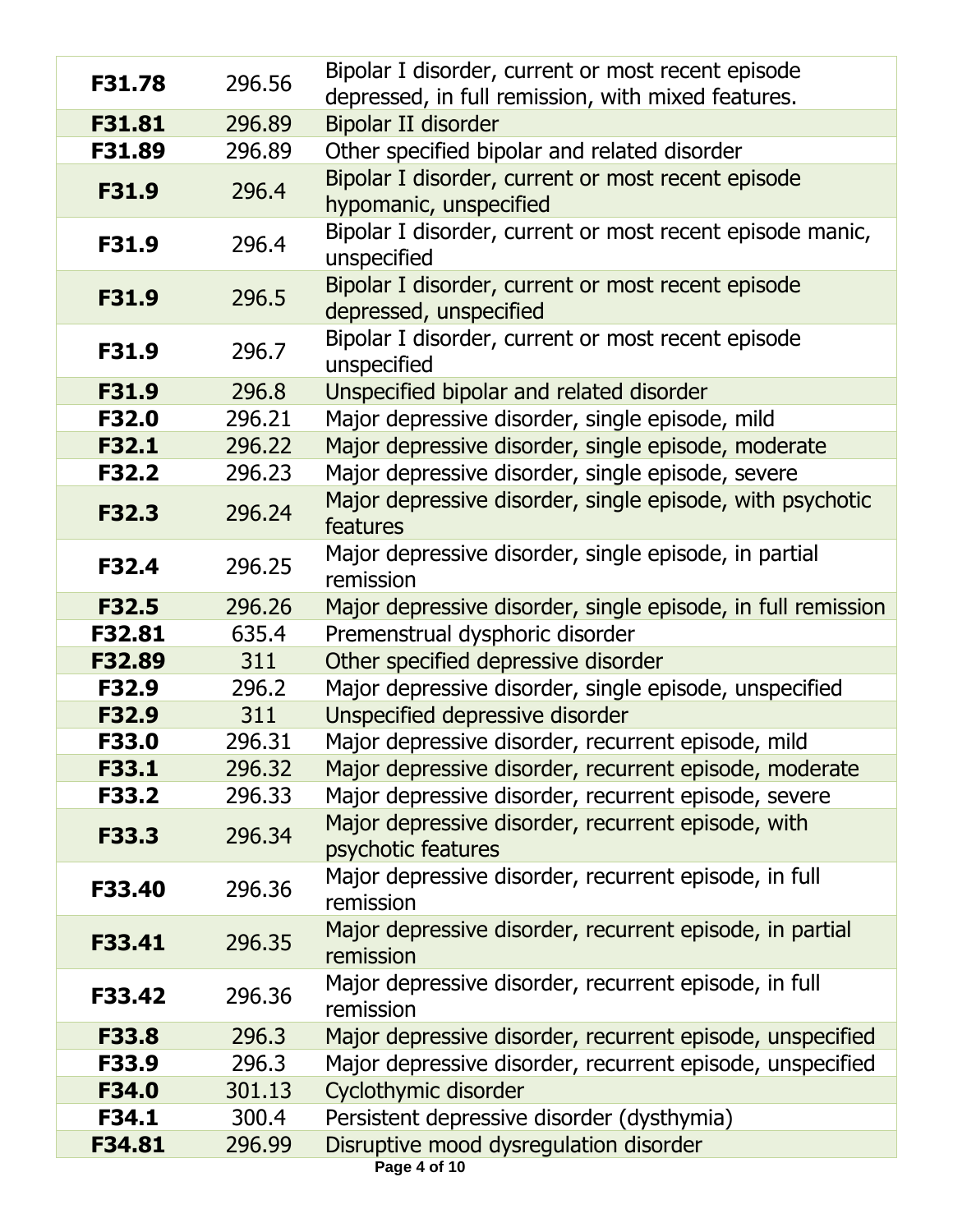| **F31.78** | 296.56 | Bipolar I disorder, current or most recent episode depressed, in full remission, with mixed features. |
|---|---|---|
| **F31.81** | 296.89 | Bipolar II disorder |
| **F31.89** | 296.89 | Other specified bipolar and related disorder |
| **F31.9** | 296.4 | Bipolar I disorder, current or most recent episode hypomanic, unspecified |
| **F31.9** | 296.4 | Bipolar I disorder, current or most recent episode manic, unspecified |
| **F31.9** | 296.5 | Bipolar I disorder, current or most recent episode depressed, unspecified |
| **F31.9** | 296.7 | Bipolar I disorder, current or most recent episode unspecified |
| **F31.9** | 296.8 | Unspecified bipolar and related disorder |
| **F32.0** | 296.21 | Major depressive disorder, single episode, mild |
| **F32.1** | 296.22 | Major depressive disorder, single episode, moderate |
| **F32.2** | 296.23 | Major depressive disorder, single episode, severe |
| **F32.3** | 296.24 | Major depressive disorder, single episode, with psychotic features |
| **F32.4** | 296.25 | Major depressive disorder, single episode, in partial remission |
| **F32.5** | 296.26 | Major depressive disorder, single episode, in full remission |
| **F32.81** | 635.4 | Premenstrual dysphoric disorder |
| **F32.89** | 311 | Other specified depressive disorder |
| **F32.9** | 296.2 | Major depressive disorder, single episode, unspecified |
| **F32.9** | 311 | Unspecified depressive disorder |
| **F33.0** | 296.31 | Major depressive disorder, recurrent episode, mild |
| **F33.1** | 296.32 | Major depressive disorder, recurrent episode, moderate |
| **F33.2** | 296.33 | Major depressive disorder, recurrent episode, severe |
| **F33.3** | 296.34 | Major depressive disorder, recurrent episode, with psychotic features |
| **F33.40** | 296.36 | Major depressive disorder, recurrent episode, in full remission |
| **F33.41** | 296.35 | Major depressive disorder, recurrent episode, in partial remission |
| **F33.42** | 296.36 | Major depressive disorder, recurrent episode, in full remission |
| **F33.8** | 296.3 | Major depressive disorder, recurrent episode, unspecified |
| **F33.9** | 296.3 | Major depressive disorder, recurrent episode, unspecified |
| **F34.0** | 301.13 | Cyclothymic disorder |
| **F34.1** | 300.4 | Persistent depressive disorder (dysthymia) |
| **F34.81** | 296.99 | Disruptive mood dysregulation disorder |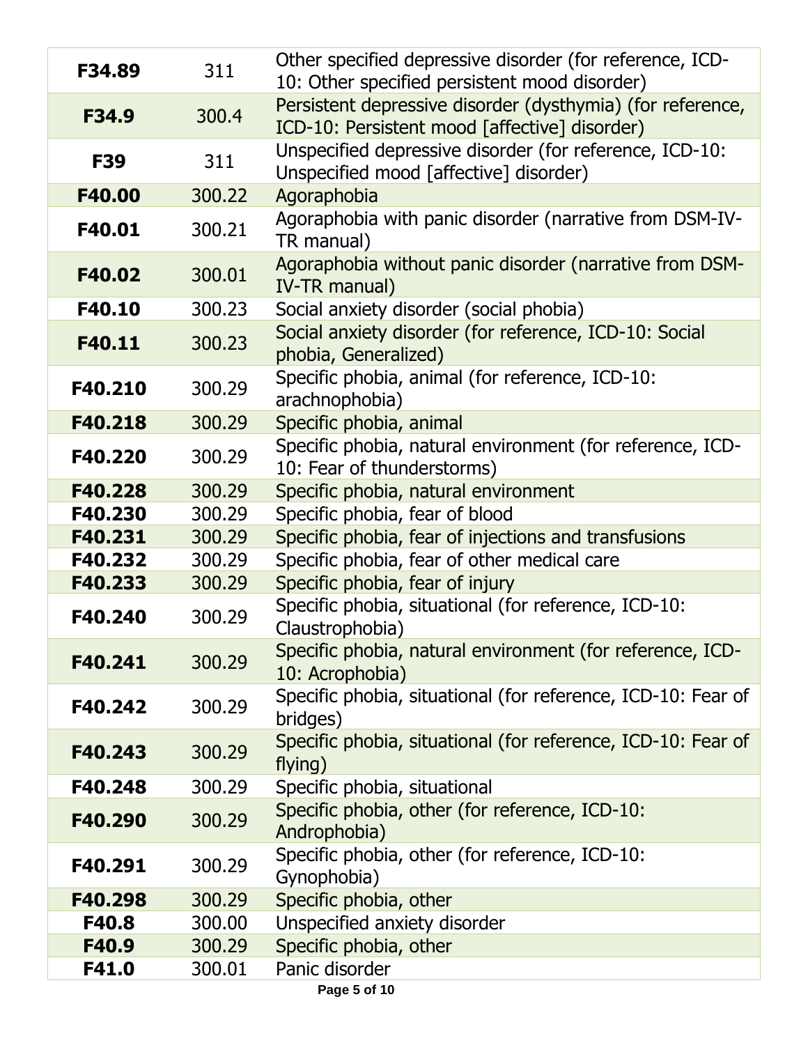| | | |
|---|---|---|
| **F34.89** | 311 | Other specified depressive disorder (for reference, ICD-10: Other specified persistent mood disorder) |
| **F34.9** | 300.4 | Persistent depressive disorder (dysthymia) (for reference, ICD-10: Persistent mood [affective] disorder) |
| **F39** | 311 | Unspecified depressive disorder (for reference, ICD-10: Unspecified mood [affective] disorder) |
| **F40.00** | 300.22 | Agoraphobia |
| **F40.01** | 300.21 | Agoraphobia with panic disorder (narrative from DSM-IV-TR manual) |
| **F40.02** | 300.01 | Agoraphobia without panic disorder (narrative from DSM-IV-TR manual) |
| **F40.10** | 300.23 | Social anxiety disorder (social phobia) |
| **F40.11** | 300.23 | Social anxiety disorder (for reference, ICD-10: Social phobia, Generalized) |
| **F40.210** | 300.29 | Specific phobia, animal (for reference, ICD-10: arachnophobia) |
| **F40.218** | 300.29 | Specific phobia, animal |
| **F40.220** | 300.29 | Specific phobia, natural environment (for reference, ICD-10: Fear of thunderstorms) |
| **F40.228** | 300.29 | Specific phobia, natural environment |
| **F40.230** | 300.29 | Specific phobia, fear of blood |
| **F40.231** | 300.29 | Specific phobia, fear of injections and transfusions |
| **F40.232** | 300.29 | Specific phobia, fear of other medical care |
| **F40.233** | 300.29 | Specific phobia, fear of injury |
| **F40.240** | 300.29 | Specific phobia, situational (for reference, ICD-10: Claustrophobia) |
| **F40.241** | 300.29 | Specific phobia, natural environment (for reference, ICD-10: Acrophobia) |
| **F40.242** | 300.29 | Specific phobia, situational (for reference, ICD-10: Fear of bridges) |
| **F40.243** | 300.29 | Specific phobia, situational (for reference, ICD-10: Fear of flying) |
| **F40.248** | 300.29 | Specific phobia, situational |
| **F40.290** | 300.29 | Specific phobia, other (for reference, ICD-10: Androphobia) |
| **F40.291** | 300.29 | Specific phobia, other (for reference, ICD-10: Gynophobia) |
| **F40.298** | 300.29 | Specific phobia, other |
| **F40.8** | 300.00 | Unspecified anxiety disorder |
| **F40.9** | 300.29 | Specific phobia, other |
| **F41.0** | 300.01 | Panic disorder |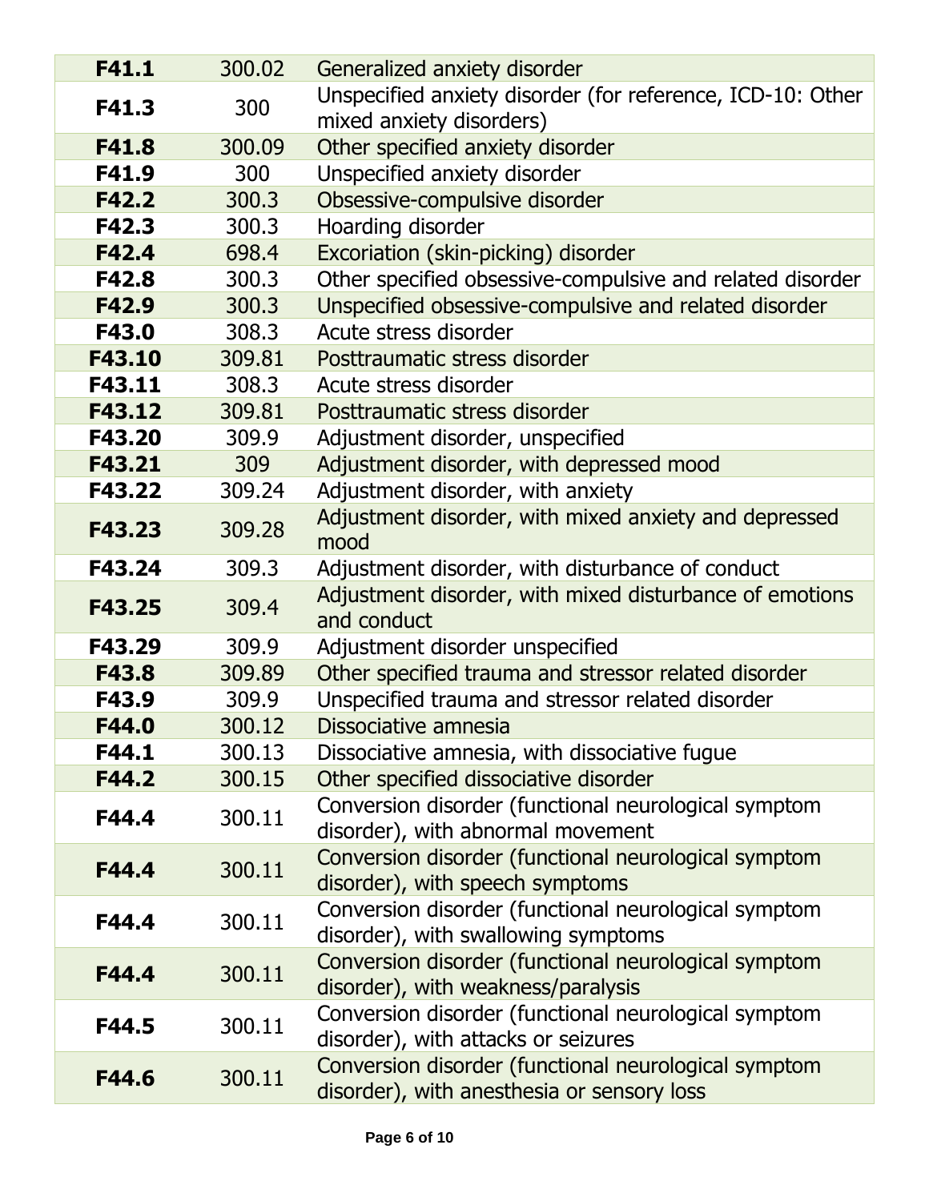| **F41.1** | 300.02 | Generalized anxiety disorder |
|---|---|---|
| **F41.3** | 300 | Unspecified anxiety disorder (for reference, ICD-10: Other mixed anxiety disorders) |
| **F41.8** | 300.09 | Other specified anxiety disorder |
| **F41.9** | 300 | Unspecified anxiety disorder |
| **F42.2** | 300.3 | Obsessive-compulsive disorder |
| **F42.3** | 300.3 | Hoarding disorder |
| **F42.4** | 698.4 | Excoriation (skin-picking) disorder |
| **F42.8** | 300.3 | Other specified obsessive-compulsive and related disorder |
| **F42.9** | 300.3 | Unspecified obsessive-compulsive and related disorder |
| **F43.0** | 308.3 | Acute stress disorder |
| **F43.10** | 309.81 | Posttraumatic stress disorder |
| **F43.11** | 308.3 | Acute stress disorder |
| **F43.12** | 309.81 | Posttraumatic stress disorder |
| **F43.20** | 309.9 | Adjustment disorder, unspecified |
| **F43.21** | 309 | Adjustment disorder, with depressed mood |
| **F43.22** | 309.24 | Adjustment disorder, with anxiety |
| **F43.23** | 309.28 | Adjustment disorder, with mixed anxiety and depressed mood |
| **F43.24** | 309.3 | Adjustment disorder, with disturbance of conduct |
| **F43.25** | 309.4 | Adjustment disorder, with mixed disturbance of emotions and conduct |
| **F43.29** | 309.9 | Adjustment disorder unspecified |
| **F43.8** | 309.89 | Other specified trauma and stressor related disorder |
| **F43.9** | 309.9 | Unspecified trauma and stressor related disorder |
| **F44.0** | 300.12 | Dissociative amnesia |
| **F44.1** | 300.13 | Dissociative amnesia, with dissociative fugue |
| **F44.2** | 300.15 | Other specified dissociative disorder |
| **F44.4** | 300.11 | Conversion disorder (functional neurological symptom disorder), with abnormal movement |
| **F44.4** | 300.11 | Conversion disorder (functional neurological symptom disorder), with speech symptoms |
| **F44.4** | 300.11 | Conversion disorder (functional neurological symptom disorder), with swallowing symptoms |
| **F44.4** | 300.11 | Conversion disorder (functional neurological symptom disorder), with weakness/paralysis |
| **F44.5** | 300.11 | Conversion disorder (functional neurological symptom disorder), with attacks or seizures |
| **F44.6** | 300.11 | Conversion disorder (functional neurological symptom disorder), with anesthesia or sensory loss |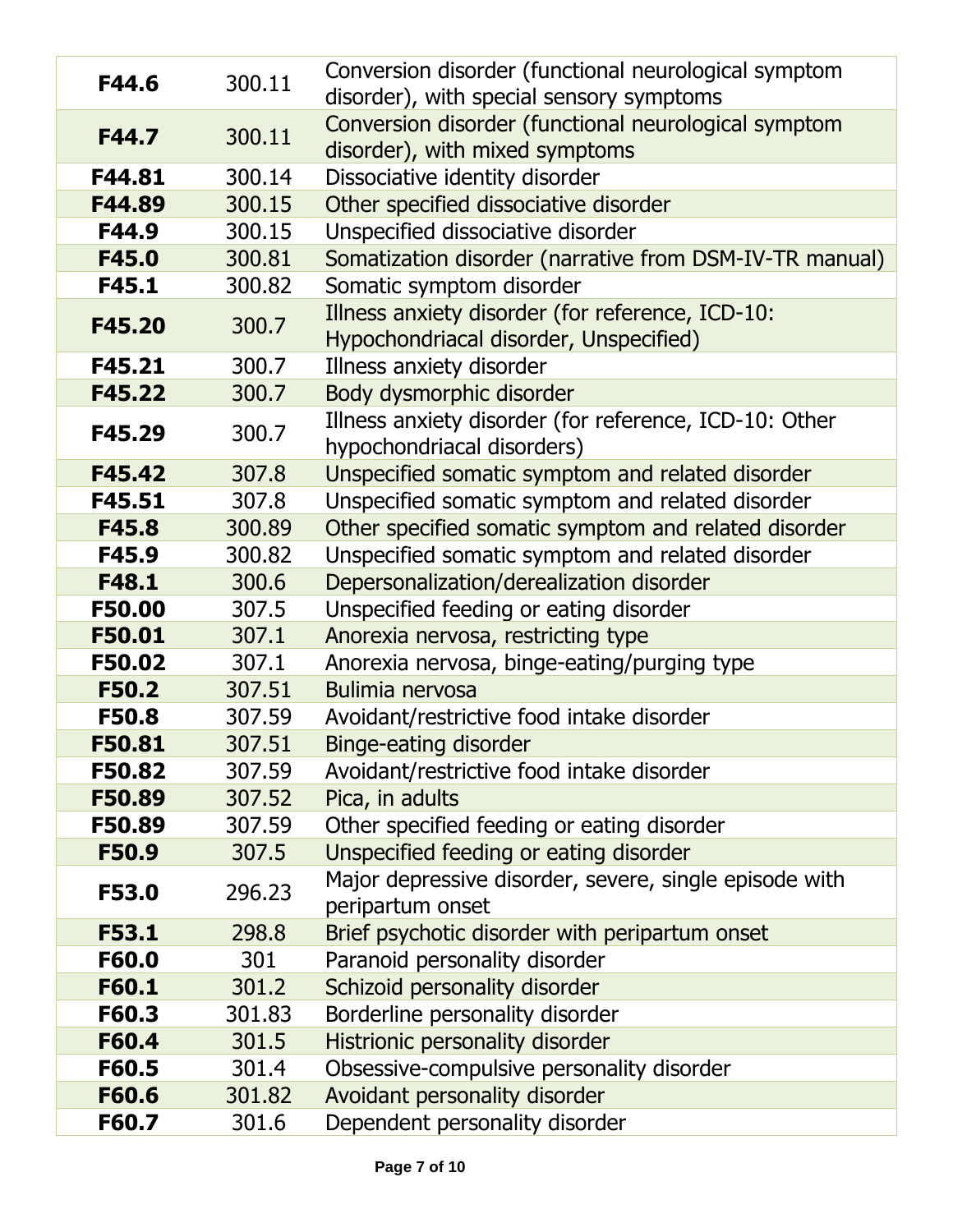| | | |
|---|---|---|
| **F44.6** | 300.11 | Conversion disorder (functional neurological symptom disorder), with special sensory symptoms |
| **F44.7** | 300.11 | Conversion disorder (functional neurological symptom disorder), with mixed symptoms |
| **F44.81** | 300.14 | Dissociative identity disorder |
| **F44.89** | 300.15 | Other specified dissociative disorder |
| **F44.9** | 300.15 | Unspecified dissociative disorder |
| **F45.0** | 300.81 | Somatization disorder (narrative from DSM-IV-TR manual) |
| **F45.1** | 300.82 | Somatic symptom disorder |
| **F45.20** | 300.7 | Illness anxiety disorder (for reference, ICD-10: Hypochondriacal disorder, Unspecified) |
| **F45.21** | 300.7 | Illness anxiety disorder |
| **F45.22** | 300.7 | Body dysmorphic disorder |
| **F45.29** | 300.7 | Illness anxiety disorder (for reference, ICD-10: Other hypochondriacal disorders) |
| **F45.42** | 307.8 | Unspecified somatic symptom and related disorder |
| **F45.51** | 307.8 | Unspecified somatic symptom and related disorder |
| **F45.8** | 300.89 | Other specified somatic symptom and related disorder |
| **F45.9** | 300.82 | Unspecified somatic symptom and related disorder |
| **F48.1** | 300.6 | Depersonalization/derealization disorder |
| **F50.00** | 307.5 | Unspecified feeding or eating disorder |
| **F50.01** | 307.1 | Anorexia nervosa, restricting type |
| **F50.02** | 307.1 | Anorexia nervosa, binge-eating/purging type |
| **F50.2** | 307.51 | Bulimia nervosa |
| **F50.8** | 307.59 | Avoidant/restrictive food intake disorder |
| **F50.81** | 307.51 | Binge-eating disorder |
| **F50.82** | 307.59 | Avoidant/restrictive food intake disorder |
| **F50.89** | 307.52 | Pica, in adults |
| **F50.89** | 307.59 | Other specified feeding or eating disorder |
| **F50.9** | 307.5 | Unspecified feeding or eating disorder |
| **F53.0** | 296.23 | Major depressive disorder, severe, single episode with peripartum onset |
| **F53.1** | 298.8 | Brief psychotic disorder with peripartum onset |
| **F60.0** | 301 | Paranoid personality disorder |
| **F60.1** | 301.2 | Schizoid personality disorder |
| **F60.3** | 301.83 | Borderline personality disorder |
| **F60.4** | 301.5 | Histrionic personality disorder |
| **F60.5** | 301.4 | Obsessive-compulsive personality disorder |
| **F60.6** | 301.82 | Avoidant personality disorder |
| **F60.7** | 301.6 | Dependent personality disorder |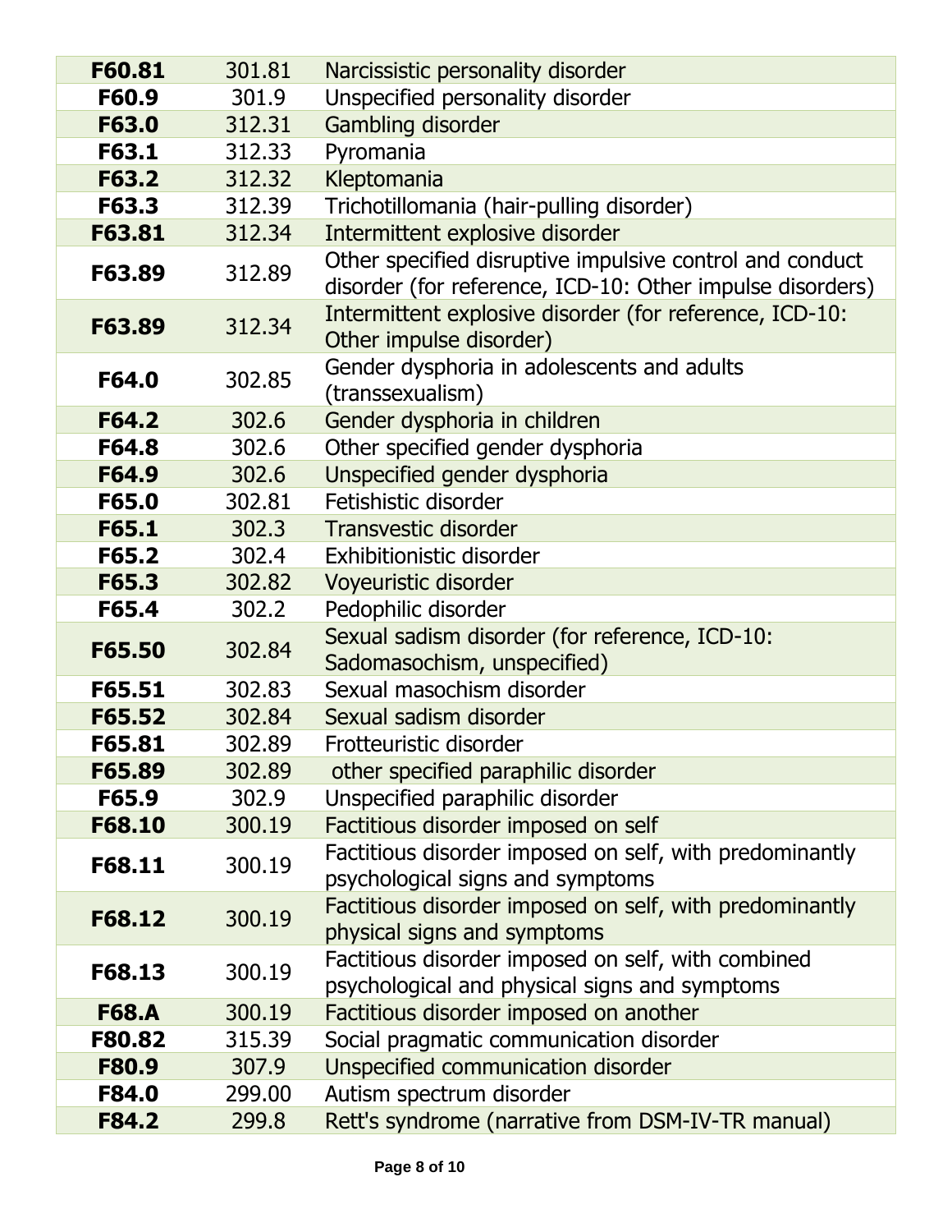| | | |
|---|---|---|
| **F60.81** | 301.81 | Narcissistic personality disorder |
| **F60.9** | 301.9 | Unspecified personality disorder |
| **F63.0** | 312.31 | Gambling disorder |
| **F63.1** | 312.33 | Pyromania |
| **F63.2** | 312.32 | Kleptomania |
| **F63.3** | 312.39 | Trichotillomania (hair-pulling disorder) |
| **F63.81** | 312.34 | Intermittent explosive disorder |
| **F63.89** | 312.89 | Other specified disruptive impulsive control and conduct disorder (for reference, ICD-10: Other impulse disorders) |
| **F63.89** | 312.34 | Intermittent explosive disorder (for reference, ICD-10: Other impulse disorder) |
| **F64.0** | 302.85 | Gender dysphoria in adolescents and adults (transsexualism) |
| **F64.2** | 302.6 | Gender dysphoria in children |
| **F64.8** | 302.6 | Other specified gender dysphoria |
| **F64.9** | 302.6 | Unspecified gender dysphoria |
| **F65.0** | 302.81 | Fetishistic disorder |
| **F65.1** | 302.3 | Transvestic disorder |
| **F65.2** | 302.4 | Exhibitionistic disorder |
| **F65.3** | 302.82 | Voyeuristic disorder |
| **F65.4** | 302.2 | Pedophilic disorder |
| **F65.50** | 302.84 | Sexual sadism disorder (for reference, ICD-10: Sadomasochism, unspecified) |
| **F65.51** | 302.83 | Sexual masochism disorder |
| **F65.52** | 302.84 | Sexual sadism disorder |
| **F65.81** | 302.89 | Frotteuristic disorder |
| **F65.89** | 302.89 | other specified paraphilic disorder |
| **F65.9** | 302.9 | Unspecified paraphilic disorder |
| **F68.10** | 300.19 | Factitious disorder imposed on self |
| **F68.11** | 300.19 | Factitious disorder imposed on self, with predominantly psychological signs and symptoms |
| **F68.12** | 300.19 | Factitious disorder imposed on self, with predominantly physical signs and symptoms |
| **F68.13** | 300.19 | Factitious disorder imposed on self, with combined psychological and physical signs and symptoms |
| **F68.A** | 300.19 | Factitious disorder imposed on another |
| **F80.82** | 315.39 | Social pragmatic communication disorder |
| **F80.9** | 307.9 | Unspecified communication disorder |
| **F84.0** | 299.00 | Autism spectrum disorder |
| **F84.2** | 299.8 | Rett's syndrome (narrative from DSM-IV-TR manual) |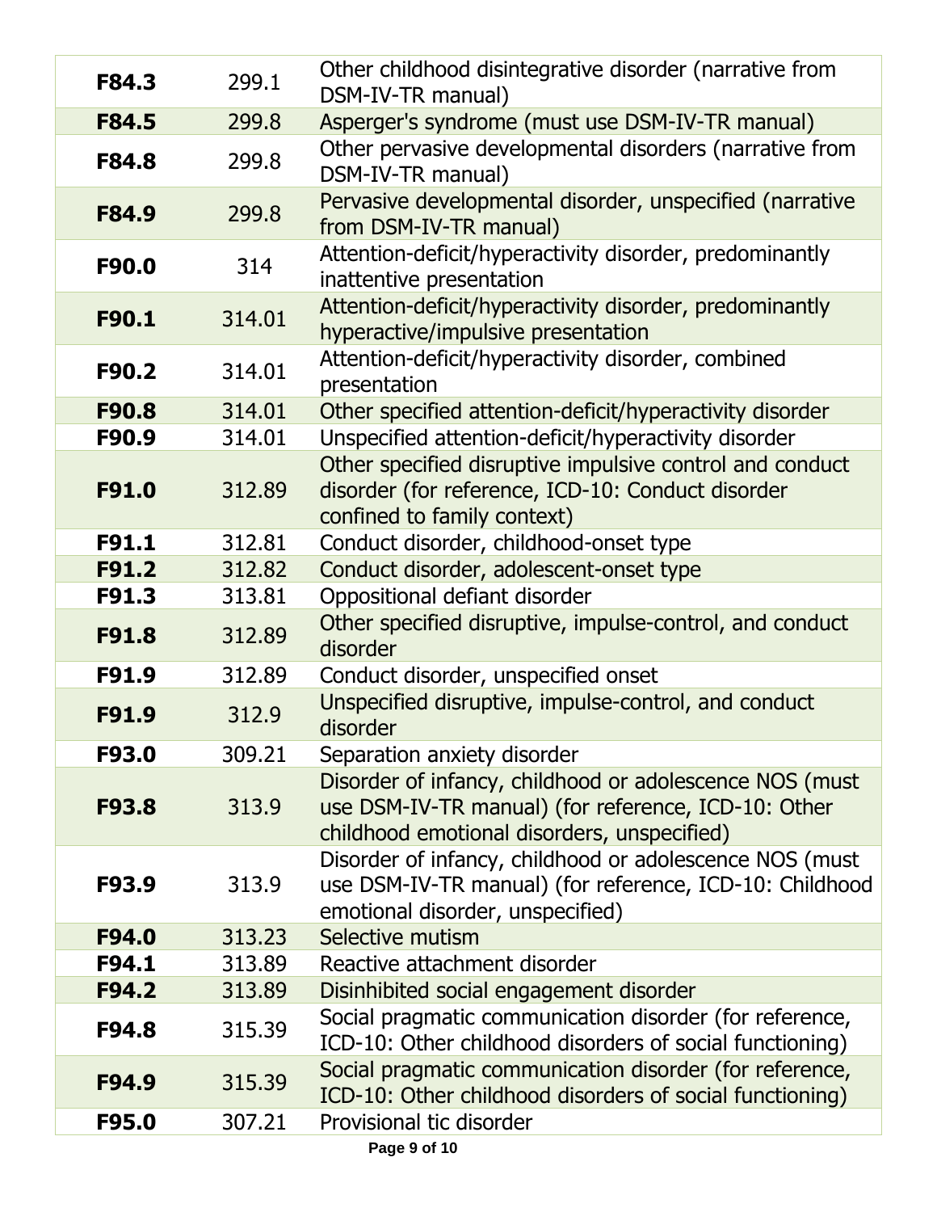| **F84.3** | 299.1 | Other childhood disintegrative disorder (narrative from DSM-IV-TR manual) |
|---|---|---|
| **F84.5** | 299.8 | Asperger's syndrome (must use DSM-IV-TR manual) |
| **F84.8** | 299.8 | Other pervasive developmental disorders (narrative from DSM-IV-TR manual) |
| **F84.9** | 299.8 | Pervasive developmental disorder, unspecified (narrative from DSM-IV-TR manual) |
| **F90.0** | 314 | Attention-deficit/hyperactivity disorder, predominantly inattentive presentation |
| **F90.1** | 314.01 | Attention-deficit/hyperactivity disorder, predominantly hyperactive/impulsive presentation |
| **F90.2** | 314.01 | Attention-deficit/hyperactivity disorder, combined presentation |
| **F90.8** | 314.01 | Other specified attention-deficit/hyperactivity disorder |
| **F90.9** | 314.01 | Unspecified attention-deficit/hyperactivity disorder |
| **F91.0** | 312.89 | Other specified disruptive impulsive control and conduct disorder (for reference, ICD-10: Conduct disorder confined to family context) |
| **F91.1** | 312.81 | Conduct disorder, childhood-onset type |
| **F91.2** | 312.82 | Conduct disorder, adolescent-onset type |
| **F91.3** | 313.81 | Oppositional defiant disorder |
| **F91.8** | 312.89 | Other specified disruptive, impulse-control, and conduct disorder |
| **F91.9** | 312.89 | Conduct disorder, unspecified onset |
| **F91.9** | 312.9 | Unspecified disruptive, impulse-control, and conduct disorder |
| **F93.0** | 309.21 | Separation anxiety disorder |
| **F93.8** | 313.9 | Disorder of infancy, childhood or adolescence NOS (must use DSM-IV-TR manual) (for reference, ICD-10: Other childhood emotional disorders, unspecified) |
| **F93.9** | 313.9 | Disorder of infancy, childhood or adolescence NOS (must use DSM-IV-TR manual) (for reference, ICD-10: Childhood emotional disorder, unspecified) |
| **F94.0** | 313.23 | Selective mutism |
| **F94.1** | 313.89 | Reactive attachment disorder |
| **F94.2** | 313.89 | Disinhibited social engagement disorder |
| **F94.8** | 315.39 | Social pragmatic communication disorder (for reference, ICD-10: Other childhood disorders of social functioning) |
| **F94.9** | 315.39 | Social pragmatic communication disorder (for reference, ICD-10: Other childhood disorders of social functioning) |
| **F95.0** | 307.21 | Provisional tic disorder |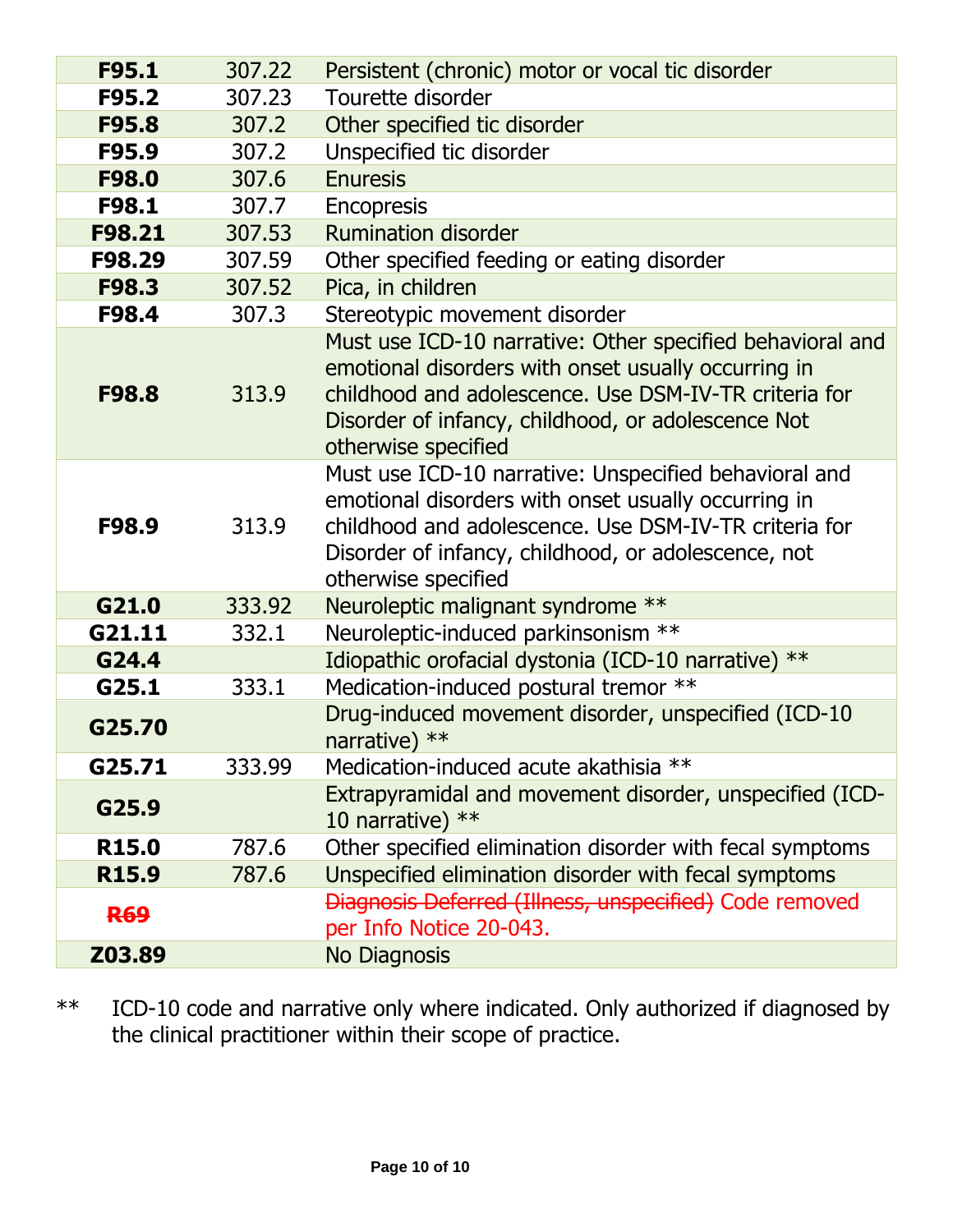| | | |
|---|---|---|
| **F95.1** | 307.22 | Persistent (chronic) motor or vocal tic disorder |
| **F95.2** | 307.23 | Tourette disorder |
| **F95.8** | 307.2 | Other specified tic disorder |
| **F95.9** | 307.2 | Unspecified tic disorder |
| **F98.0** | 307.6 | Enuresis |
| **F98.1** | 307.7 | Encopresis |
| **F98.21** | 307.53 | Rumination disorder |
| **F98.29** | 307.59 | Other specified feeding or eating disorder |
| **F98.3** | 307.52 | Pica, in children |
| **F98.4** | 307.3 | Stereotypic movement disorder |
| **F98.8** | 313.9 | Must use ICD-10 narrative: Other specified behavioral and emotional disorders with onset usually occurring in childhood and adolescence. Use DSM-IV-TR criteria for Disorder of infancy, childhood, or adolescence Not otherwise specified |
| **F98.9** | 313.9 | Must use ICD-10 narrative: Unspecified behavioral and emotional disorders with onset usually occurring in childhood and adolescence. Use DSM-IV-TR criteria for Disorder of infancy, childhood, or adolescence, not otherwise specified |
| **G21.0** | 333.92 | Neuroleptic malignant syndrome ** |
| **G21.11** | 332.1 | Neuroleptic-induced parkinsonism ** |
| **G24.4** | | Idiopathic orofacial dystonia (ICD-10 narrative) ** |
| **G25.1** | 333.1 | Medication-induced postural tremor ** |
| **G25.70** | | Drug-induced movement disorder, unspecified (ICD-10 narrative) ** |
| **G25.71** | 333.99 | Medication-induced acute akathisia ** |
| **G25.9** | | Extrapyramidal and movement disorder, unspecified (ICD-10 narrative) ** |
| **R15.0** | 787.6 | Other specified elimination disorder with fecal symptoms |
| **R15.9** | 787.6 | Unspecified elimination disorder with fecal symptoms |
| ~~**R69**~~ | | ~~Diagnosis Deferred (Illness, unspecified)~~ Code removed per Info Notice 20-043. |
| **Z03.89** | | No Diagnosis |

** ICD-10 code and narrative only where indicated. Only authorized if diagnosed by the clinical practitioner within their scope of practice.